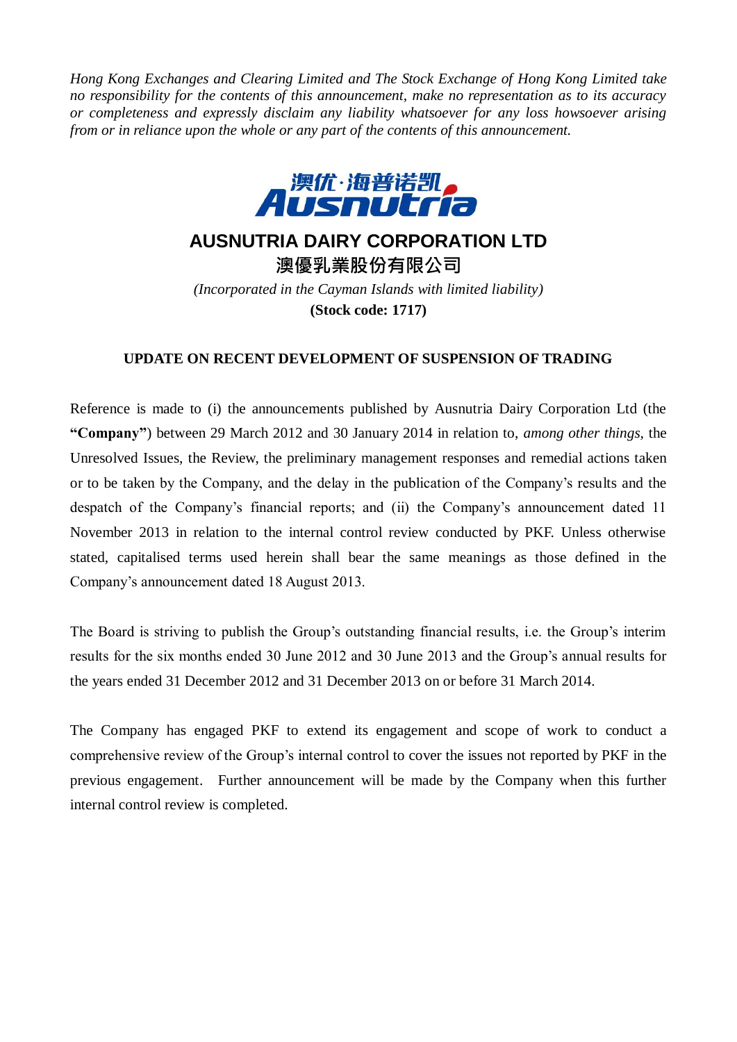*Hong Kong Exchanges and Clearing Limited and The Stock Exchange of Hong Kong Limited take no responsibility for the contents of this announcement, make no representation as to its accuracy or completeness and expressly disclaim any liability whatsoever for any loss howsoever arising from or in reliance upon the whole or any part of the contents of this announcement.*

# AUSNUTRIA DAIRY CORPORATION LTD

# 澳優乳業股份有限公司

*(Incorporated in the Cayman Islands with limited liability)*

**(Stock code: 1717)**

## UPDATE ON RECENT DEVELOPMENT OF SUSPENSION OF TRADING

Reference is made to (i) the announcements published by Ausnutria Dairy Corporation Ltd (the **"Company"**) between 29 March 2012 and 30 January 2014 in relation to, *among other things*, the Unresolved Issues, the Review, the preliminary management responses and remedial actions taken or to be taken by the Company, and the delay in the publication of the Company's results and the despatch of the Company's financial reports; and (ii) the Company's announcement dated 11 November 2013 in relation to the internal control review conducted by PKF. Unless otherwise stated, capitalised terms used herein shall bear the same meanings as those defined in the Company's announcement dated 18 August 2013.

The Board is striving to publish the Group's outstanding financial results, i.e. the Group's interim results for the six months ended 30 June 2012 and 30 June 2013 and the Group's annual results for the years ended 31 December 2012 and 31 December 2013 on or before 31 March 2014.

The Company has engaged PKF to extend its engagement and scope of work to conduct a comprehensive review of the Group's internal control to cover the issues not reported by PKF in the previous engagement. Further announcement will be made by the Company when this further internal control review is completed.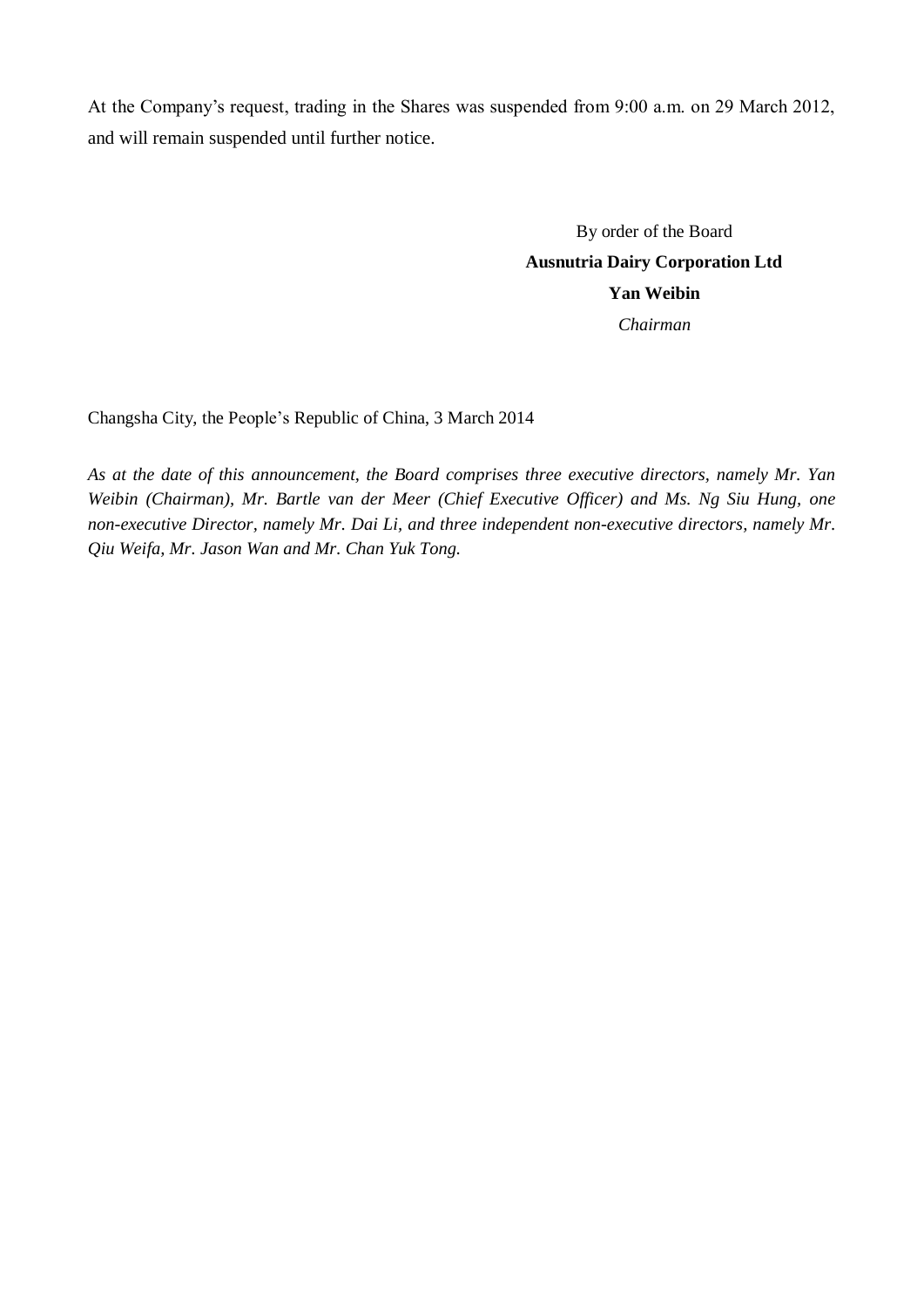At the Company's request, trading in the Shares was suspended from 9:00 a.m. on 29 March 2012, and will remain suspended until further notice.

By order of the Board
**Ausnutria Dairy Corporation Ltd**
**Yan Weibin**
*Chairman*

Changsha City, the People's Republic of China, 3 March 2014

*As at the date of this announcement, the Board comprises three executive directors, namely Mr. Yan Weibin (Chairman), Mr. Bartle van der Meer (Chief Executive Officer) and Ms. Ng Siu Hung, one non-executive Director, namely Mr. Dai Li, and three independent non-executive directors, namely Mr. Qiu Weifa, Mr. Jason Wan and Mr. Chan Yuk Tong.*